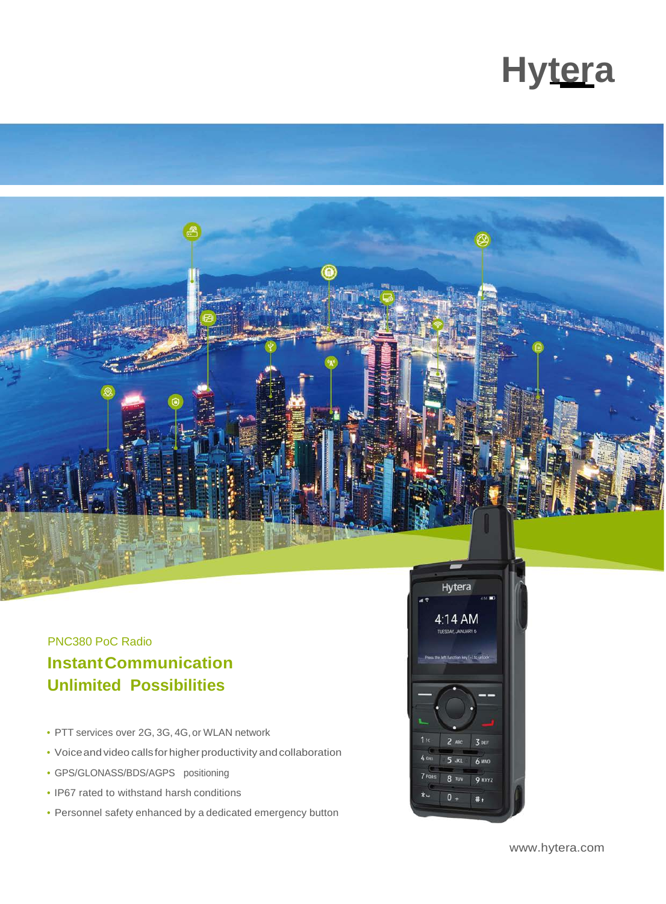# Hytera

PNC380 PoC Radio

## Instant Communication
## Unlimited Possibilities

- PTT services over 2G, 3G, 4G, or WLAN network
- Voice and video calls for higher productivity and collaboration
- GPS/GLONASS/BDS/AGPS positioning
- IP67 rated to withstand harsh conditions
- Personnel safety enhanced by a dedicated emergency button

www.hytera.com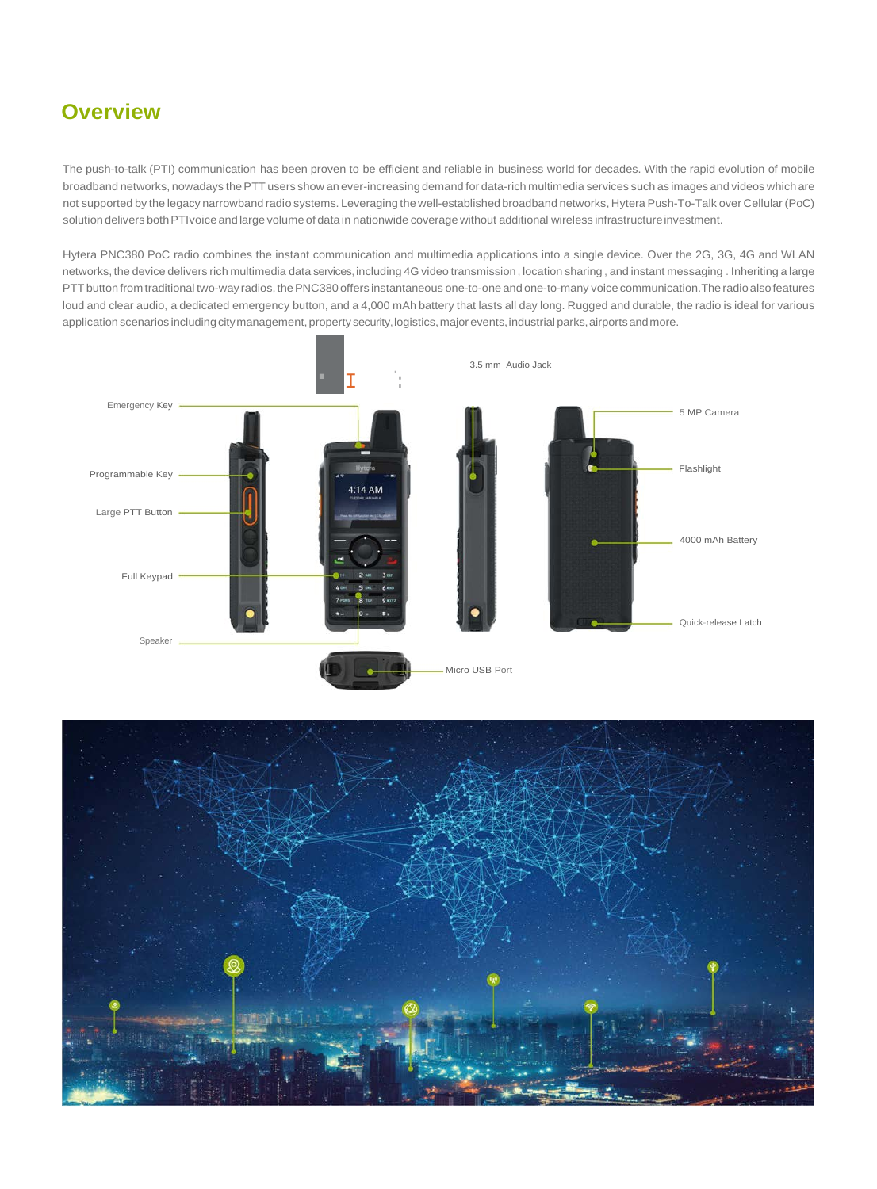## Overview

The push-to-talk (PTl) communication has been proven to be efficient and reliable in business world for decades. With the rapid evolution of mobile broadband networks, nowadays the PTT users show an ever-increasing demand for data-rich multimedia services such as images and videos which are not supported by the legacy narrowband radio systems. Leveraging the well-established broadband networks, Hytera Push-To-Talk over Cellular (PoC) solution delivers both PTlvoice and large volume of data in nationwide coverage without additional wireless infrastructure investment.

Hytera PNC380 PoC radio combines the instant communication and multimedia applications into a single device. Over the 2G, 3G, 4G and WLAN networks, the device delivers rich multimedia data services, including 4G video transmission , location sharing , and instant messaging . Inheriting a large PTT button from traditional two-way radios, the PNC380 offers instantaneous one-to-one and one-to-many voice communication.The radio also features loud and clear audio, a dedicated emergency button, and a 4,000 mAh battery that lasts all day long. Rugged and durable, the radio is ideal for various application scenarios including city management, property security, logistics, major events, industrial parks, airports and more.

3.5 mm Audio Jack

Emergency Key

5 MP Camera

Programmable Key

Flashlight

Large PTT Button

4000 mAh Battery

Full Keypad

Quick-release Latch

Speaker

Micro USB Port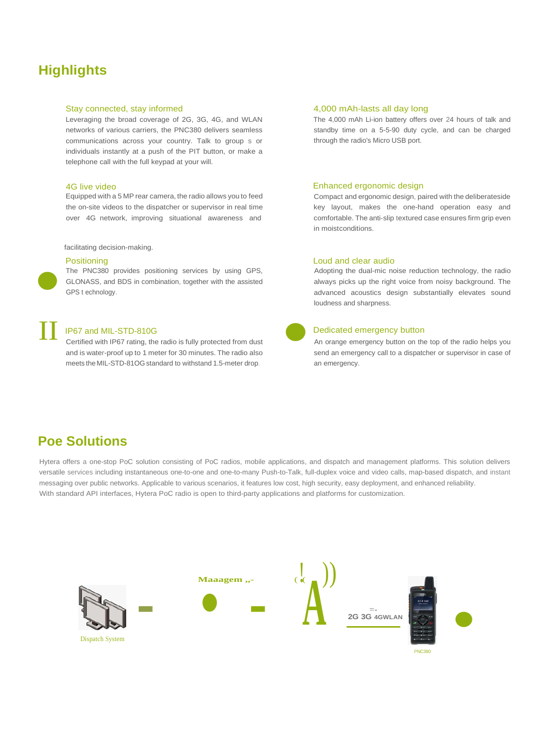# Highlights

### Stay connected, stay informed

Leveraging the broad coverage of 2G, 3G, 4G, and WLAN networks of various carriers, the PNC380 delivers seamless communications across your country. Talk to group s or individuals instantly at a push of the PIT button, or make a telephone call with the full keypad at your will.

### 4G live video

Equipped with a 5 MP rear camera, the radio allows you to feed the on-site videos to the dispatcher or supervisor in real time over 4G network, improving situational awareness and facilitating decision-making.

### Positioning

The PNC380 provides positioning services by using GPS, GLONASS, and BDS in combination, together with the assisted GPS t echnology.

### IP67 and MIL-STD-810G

Certified with IP67 rating, the radio is fully protected from dust and is water-proof up to 1 meter for 30 minutes. The radio also meets the MIL-STD-81OG standard to withstand 1.5-meter drop.

### 4,000 mAh-lasts all day long

The 4,000 mAh Li-ion battery offers over 24 hours of talk and standby time on a 5-5-90 duty cycle, and can be charged through the radio's Micro USB port.

### Enhanced ergonomic design

Compact and ergonomic design, paired with the deliberateside key layout, makes the one-hand operation easy and comfortable. The anti-slip textured case ensures firm grip even in moistconditions.

### Loud and clear audio

Adopting the dual-mic noise reduction technology, the radio always picks up the right voice from noisy background. The advanced acoustics design substantially elevates sound loudness and sharpness.

### Dedicated emergency button

An orange emergency button on the top of the radio helps you send an emergency call to a dispatcher or supervisor in case of an emergency.

# Poe Solutions

Hytera offers a one-stop PoC solution consisting of PoC radios, mobile applications, and dispatch and management platforms. This solution delivers versatile services including instantaneous one-to-one and one-to-many Push-to-Talk, full-duplex voice and video calls, map-based dispatch, and instant messaging over public networks. Applicable to various scenarios, it features low cost, high security, easy deployment, and enhanced reliability.
With standard API interfaces, Hytera PoC radio is open to third-party applications and platforms for customization.

Dispatch System

Maaagem

2G 3G 4GWLAN

PNC380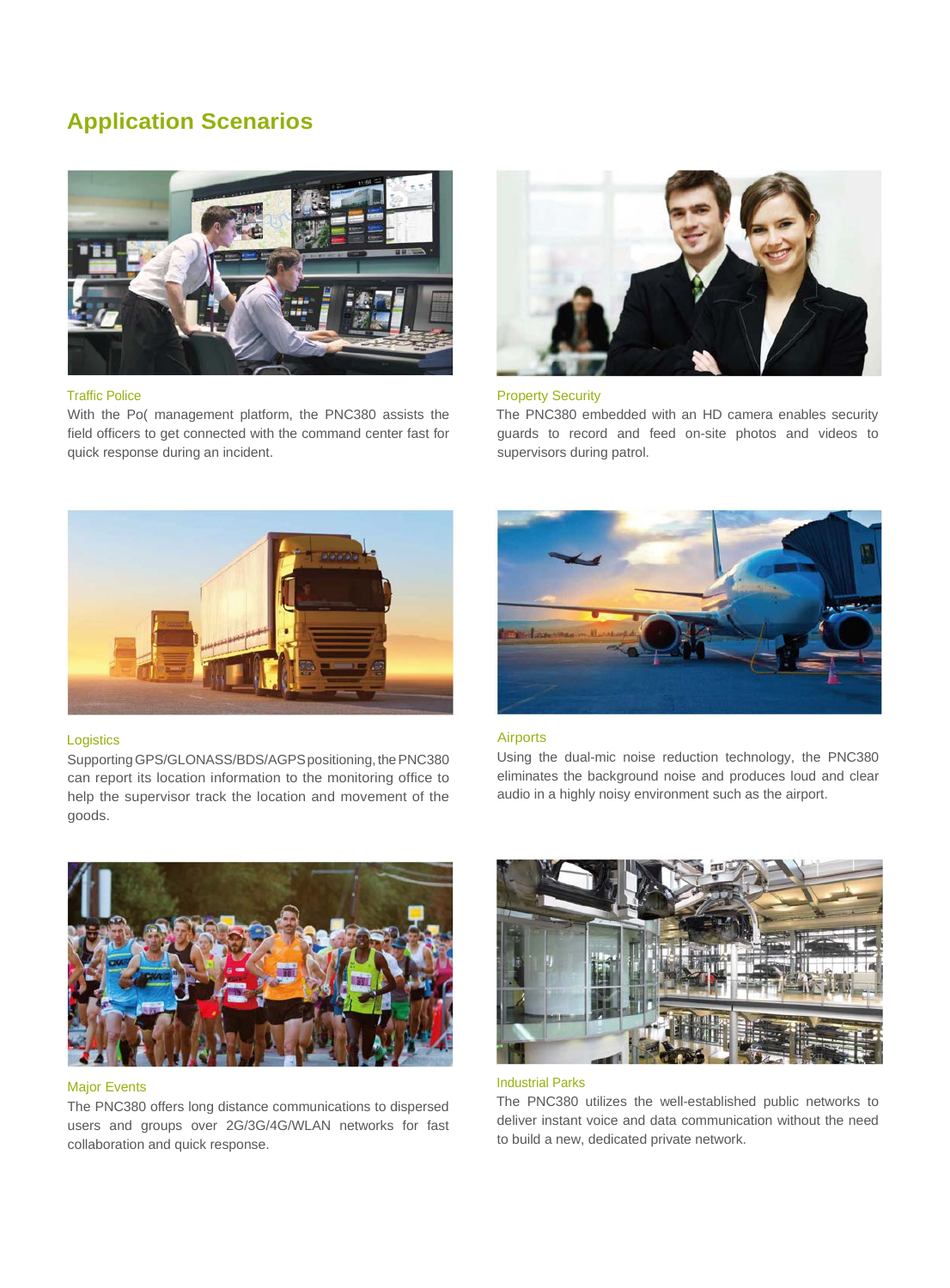## Application Scenarios

### Traffic Police

With the Po( management platform, the PNC380 assists the field officers to get connected with the command center fast for quick response during an incident.

### Property Security

The PNC380 embedded with an HD camera enables security guards to record and feed on-site photos and videos to supervisors during patrol.

### Logistics

Supporting GPS/GLONASS/BDS/AGPS positioning, the PNC380 can report its location information to the monitoring office to help the supervisor track the location and movement of the goods.

### Airports

Using the dual-mic noise reduction technology, the PNC380 eliminates the background noise and produces loud and clear audio in a highly noisy environment such as the airport.

### Major Events

The PNC380 offers long distance communications to dispersed users and groups over 2G/3G/4G/WLAN networks for fast collaboration and quick response.

### Industrial Parks

The PNC380 utilizes the well-established public networks to deliver instant voice and data communication without the need to build a new, dedicated private network.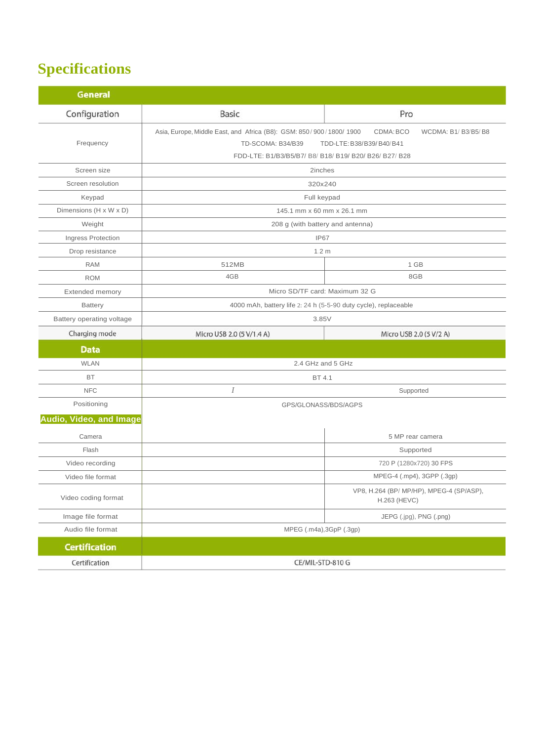# Specifications

| General | | |
|---|---|---|
| Configuration | Basic | Pro |
| Frequency | Asia, Europe, Middle East, and Africa (B8): GSM: 850 / 900 / 1800/ 1900 CDMA: BCO WCDMA: B1/ B3/B5/ B8 TD-SCOMA: B34/B39 TDD-LTE: B38/B39/ B40/ B41 FDD-LTE: B1/B3/B5/B7/ B8/ B18/ B19/ B20/ B26/ B27/ B28 | |
| Screen size | 2inches | |
| Screen resolution | 320x240 | |
| Keypad | Full keypad | |
| Dimensions (H x W x D) | 145.1 mm x 60 mm x 26.1 mm | |
| Weight | 208 g (with battery and antenna) | |
| Ingress Protection | IP67 | |
| Drop resistance | 1 2 m | |
| RAM | 512MB | 1 GB |
| ROM | 4GB | 8GB |
| Extended memory | Micro SD/TF card: Maximum 32 G | |
| Battery | 4000 mAh, battery life 2: 24 h (5-5-90 duty cycle), replaceable | |
| Battery operating voltage | 3.85V | |
| Charging mode | Micro USB 2.0 (5 V/1.4 A) | Micro USB 2.0 (5 V/2 A) |
| **Data** | | |
| WLAN | 2.4 GHz and 5 GHz | |
| BT | BT 4.1 | |
| NFC | / | Supported |
| Positioning | GPS/GLONASS/BDS/AGPS | |
| **Audio, Video, and Image** | | |
| Camera | | 5 MP rear camera |
| Flash | | Supported |
| Video recording | | 720 P (1280x720) 30 FPS |
| Video file format | | MPEG-4 (.mp4), 3GPP (.3gp) |
| Video coding format | | VP8, H.264 (BP/ MP/HP), MPEG-4 (SP/ASP), H.263 (HEVC) |
| Image file format | | JEPG (.jpg), PNG (.png) |
| Audio file format | MPEG (.m4a),3GpP (.3gp) | |
| **Certification** | | |
| Certification | CE/MIL-STD-810 G | |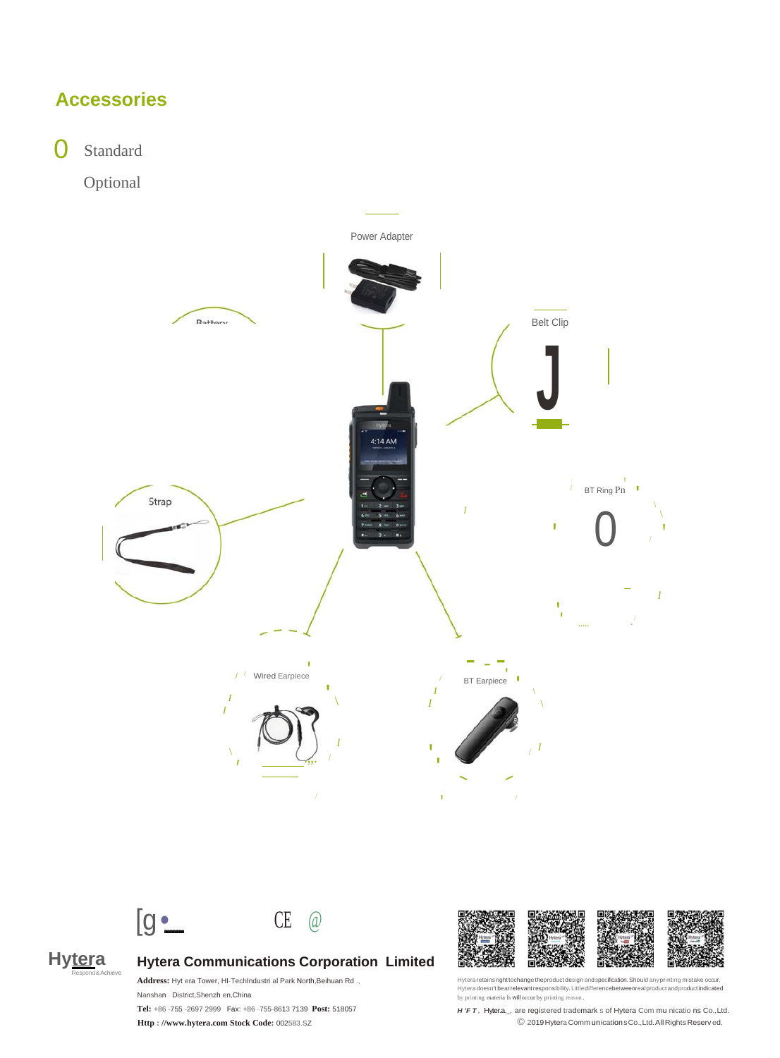## Accessories

0 Standard

Optional

Power Adapter

Battery

Belt Clip

Strap

BT Ring Pn

Wired Earpiece

BT Earpiece

CE

Hytera

Respond&Achieve

**Hytera Communications Corporation Limited**

**Address:** Hyt era Tower, HI-TechIndustri al Park North,Beihuan Rd .,

Nanshan District,Shenzh en,China

**Tel:** +86 -755 -2697 2999 Fax: +86 -755-8613 7139 **Post:** 518057

**Http : //www.hytera.com Stock Code:** 002583.SZ

Hytera retains right to change the product design and specification. Should any printing mistake occur, Hytera doesn't bear relevant responsibility. Little difference between real product and product indicated by printing materia ls will occur by printing reason .

*H 'F T* , Hytera_. are registered trademark s of Hytera Com mu nicatio ns Co.,Ltd.

© 2019 Hytera Comm unications Co.,Ltd. All Rights Reserv ed.